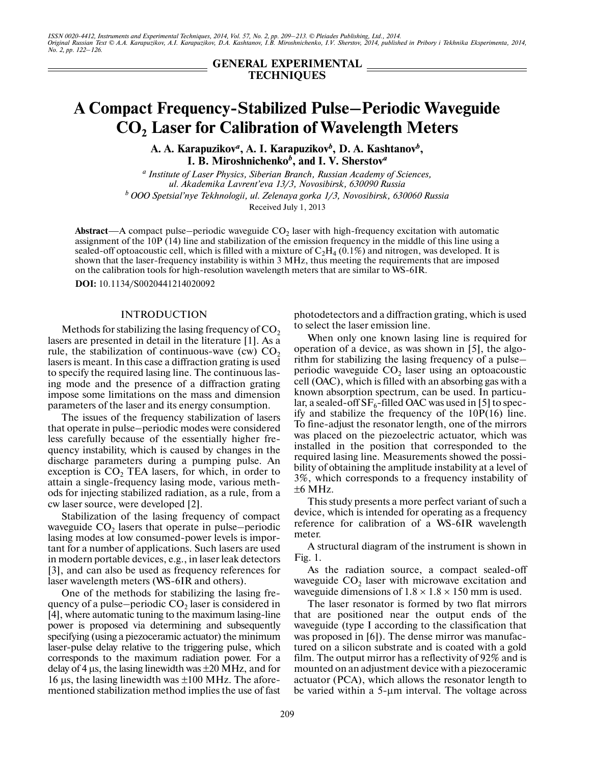ISSN 0020-4412, Instruments and Experimental Techniques, 2014, Vol. 57, No. 2, pp. 209–213. © Pleiades Publishing, Ltd., 2014.
Original Russian Text © A.A. Karapuzikov, A.I. Karapuzikov, D.A. Kashtanov, I.B. Miroshnichenko, I.V. Sherstov, 2014, published in Pribory i Tekhnika Eksperimenta, 2014, No. 2, pp. 122–126.

**GENERAL EXPERIMENTAL TECHNIQUES**

# A Compact Frequency-Stabilized Pulse–Periodic Waveguide $CO_2$ Laser for Calibration of Wavelength Meters

**A. A. Karapuzikov[a], A. I. Karapuzikov[b], D. A. Kashtanov[b], I. B. Miroshnichenko[b], and I. V. Sherstov[a]**

[a] *Institute of Laser Physics, Siberian Branch, Russian Academy of Sciences, ul. Akademika Lavrent'eva 13/3, Novosibirsk, 630090 Russia*

[b] *OOO Spetsial'nye Tekhnologii, ul. Zelenaya gorka 1/3, Novosibirsk, 630060 Russia*

Received July 1, 2013

**Abstract**—A compact pulse–periodic waveguide $CO_2$ laser with high-frequency excitation with automatic assignment of the 10P (14) line and stabilization of the emission frequency in the middle of this line using a sealed-off optoacoustic cell, which is filled with a mixture of $C_2H_4$ (0.1%) and nitrogen, was developed. It is shown that the laser-frequency instability is within 3 MHz, thus meeting the requirements that are imposed on the calibration tools for high-resolution wavelength meters that are similar to WS-6IR.

**DOI:** 10.1134/S0020441214020092

## INTRODUCTION

Methods for stabilizing the lasing frequency of $CO_2$ lasers are presented in detail in the literature [1]. As a rule, the stabilization of continuous-wave (cw) $CO_2$ lasers is meant. In this case a diffraction grating is used to specify the required lasing line. The continuous lasing mode and the presence of a diffraction grating impose some limitations on the mass and dimension parameters of the laser and its energy consumption.

The issues of the frequency stabilization of lasers that operate in pulse–periodic modes were considered less carefully because of the essentially higher frequency instability, which is caused by changes in the discharge parameters during a pumping pulse. An exception is $CO_2$ TEA lasers, for which, in order to attain a single-frequency lasing mode, various methods for injecting stabilized radiation, as a rule, from a cw laser source, were developed [2].

Stabilization of the lasing frequency of compact waveguide $CO_2$ lasers that operate in pulse–periodic lasing modes at low consumed-power levels is important for a number of applications. Such lasers are used in modern portable devices, e.g., in laser leak detectors [3], and can also be used as frequency references for laser wavelength meters (WS-6IR and others).

One of the methods for stabilizing the lasing frequency of a pulse–periodic $CO_2$ laser is considered in [4], where automatic tuning to the maximum lasing-line power is proposed via determining and subsequently specifying (using a piezoceramic actuator) the minimum laser-pulse delay relative to the triggering pulse, which corresponds to the maximum radiation power. For a delay of 4 μs, the lasing linewidth was ±20 MHz, and for 16 μs, the lasing linewidth was ±100 MHz. The aforementioned stabilization method implies the use of fast photodetectors and a diffraction grating, which is used to select the laser emission line.

When only one known lasing line is required for operation of a device, as was shown in [5], the algorithm for stabilizing the lasing frequency of a pulse–periodic waveguide $CO_2$ laser using an optoacoustic cell (OAC), which is filled with an absorbing gas with a known absorption spectrum, can be used. In particular, a sealed-off $SF_6$-filled OAC was used in [5] to specify and stabilize the frequency of the 10P(16) line. To fine-adjust the resonator length, one of the mirrors was placed on the piezoelectric actuator, which was installed in the position that corresponded to the required lasing line. Measurements showed the possibility of obtaining the amplitude instability at a level of 3%, which corresponds to a frequency instability of ±6 MHz.

This study presents a more perfect variant of such a device, which is intended for operating as a frequency reference for calibration of a WS-6IR wavelength meter.

A structural diagram of the instrument is shown in Fig. 1.

As the radiation source, a compact sealed-off waveguide $CO_2$ laser with microwave excitation and waveguide dimensions of 1.8 × 1.8 × 150 mm is used.

The laser resonator is formed by two flat mirrors that are positioned near the output ends of the waveguide (type I according to the classification that was proposed in [6]). The dense mirror was manufactured on a silicon substrate and is coated with a gold film. The output mirror has a reflectivity of 92% and is mounted on an adjustment device with a piezoceramic actuator (PCA), which allows the resonator length to be varied within a 5-μm interval. The voltage across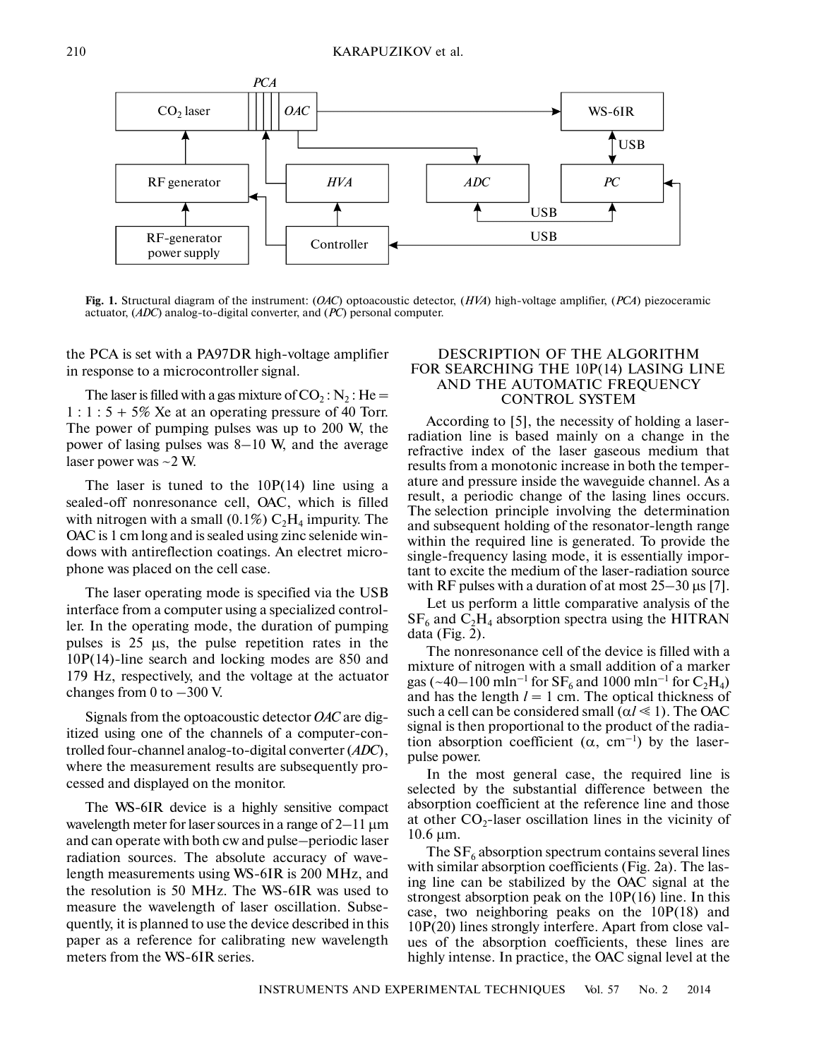**Fig. 1.** Structural diagram of the instrument: (*OAC*) optoacoustic detector, (*HVA*) high-voltage amplifier, (*PCA*) piezoceramic actuator, (*ADC*) analog-to-digital converter, and (*PC*) personal computer.

the PCA is set with a PA97DR high-voltage amplifier in response to a microcontroller signal.

The laser is filled with a gas mixture of $CO_2 : N_2 : He = 1 : 1 : 5 + 5\%$ Xe at an operating pressure of 40 Torr. The power of pumping pulses was up to 200 W, the power of lasing pulses was 8–10 W, and the average laser power was ~2 W.

The laser is tuned to the 10P(14) line using a sealed-off nonresonance cell, OAC, which is filled with nitrogen with a small (0.1%) $C_2H_4$ impurity. The OAC is 1 cm long and is sealed using zinc selenide windows with antireflection coatings. An electret microphone was placed on the cell case.

The laser operating mode is specified via the USB interface from a computer using a specialized controller. In the operating mode, the duration of pumping pulses is 25 μs, the pulse repetition rates in the 10P(14)-line search and locking modes are 850 and 179 Hz, respectively, and the voltage at the actuator changes from 0 to −300 V.

Signals from the optoacoustic detector *OAC* are digitized using one of the channels of a computer-controlled four-channel analog-to-digital converter (*ADC*), where the measurement results are subsequently processed and displayed on the monitor.

The WS-6IR device is a highly sensitive compact wavelength meter for laser sources in a range of 2–11 μm and can operate with both cw and pulse–periodic laser radiation sources. The absolute accuracy of wavelength measurements using WS-6IR is 200 MHz, and the resolution is 50 MHz. The WS-6IR was used to measure the wavelength of laser oscillation. Subsequently, it is planned to use the device described in this paper as a reference for calibrating new wavelength meters from the WS-6IR series.

## DESCRIPTION OF THE ALGORITHM FOR SEARCHING THE 10P(14) LASING LINE AND THE AUTOMATIC FREQUENCY CONTROL SYSTEM

According to [5], the necessity of holding a laser-radiation line is based mainly on a change in the refractive index of the laser gaseous medium that results from a monotonic increase in both the temperature and pressure inside the waveguide channel. As a result, a periodic change of the lasing lines occurs. The selection principle involving the determination and subsequent holding of the resonator-length range within the required line is generated. To provide the single-frequency lasing mode, it is essentially important to excite the medium of the laser-radiation source with RF pulses with a duration of at most 25–30 μs [7].

Let us perform a little comparative analysis of the $SF_6$ and $C_2H_4$ absorption spectra using the HITRAN data (Fig. 2).

The nonresonance cell of the device is filled with a mixture of nitrogen with a small addition of a marker gas (~40–100 $mln^{-1}$ for $SF_6$ and 1000 $mln^{-1}$ for $C_2H_4$) and has the length $l = 1$ cm. The optical thickness of such a cell can be considered small ($\alpha l \ll 1$). The OAC signal is then proportional to the product of the radiation absorption coefficient ($\alpha$, $cm^{-1}$) by the laser-pulse power.

In the most general case, the required line is selected by the substantial difference between the absorption coefficient at the reference line and those at other $CO_2$-laser oscillation lines in the vicinity of 10.6 μm.

The $SF_6$ absorption spectrum contains several lines with similar absorption coefficients (Fig. 2a). The lasing line can be stabilized by the OAC signal at the strongest absorption peak on the 10P(16) line. In this case, two neighboring peaks on the 10P(18) and 10P(20) lines strongly interfere. Apart from close values of the absorption coefficients, these lines are highly intense. In practice, the OAC signal level at the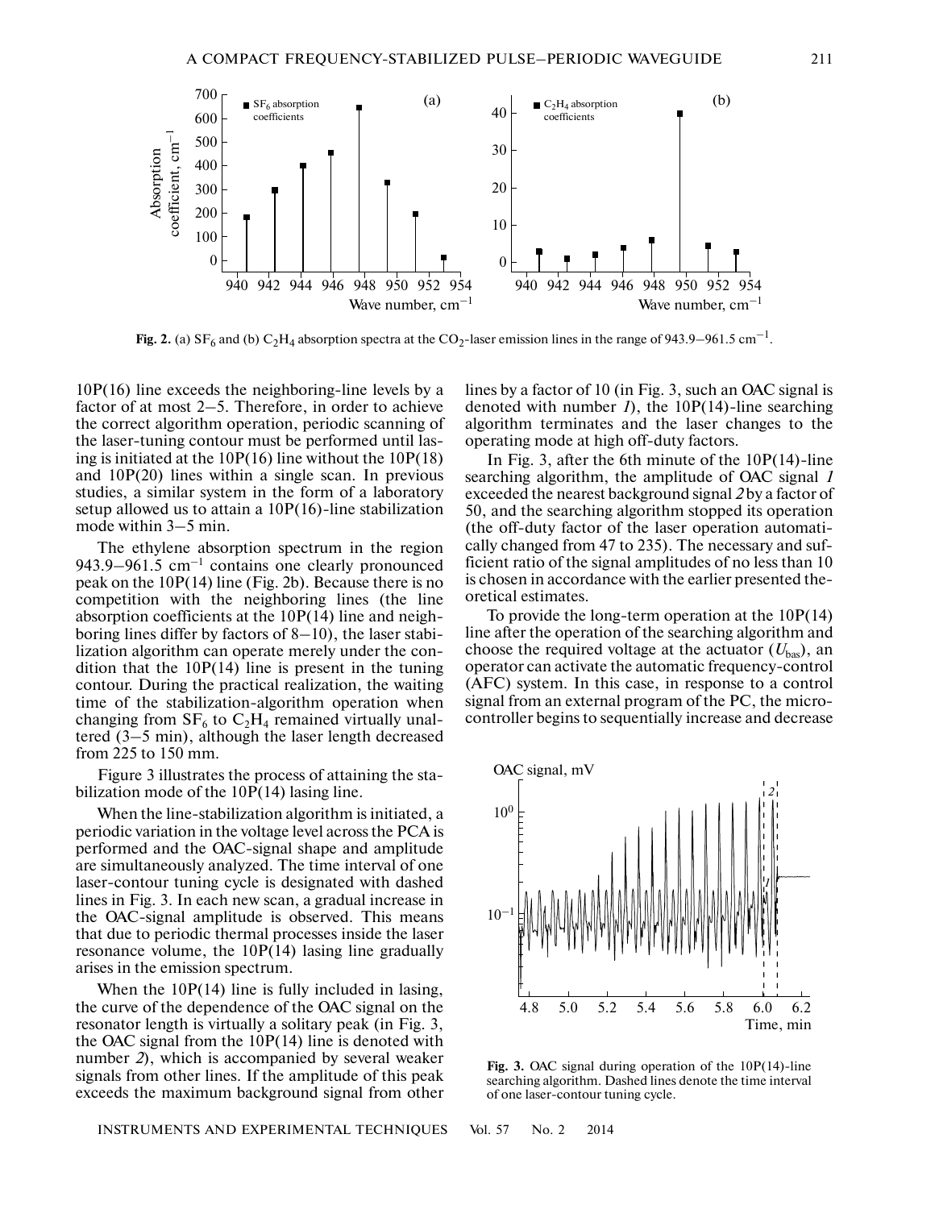**Fig. 2.** (a) $SF_6$ and (b) $C_2H_4$ absorption spectra at the $CO_2$-laser emission lines in the range of 943.9–961.5 $cm^{-1}$.

10P(16) line exceeds the neighboring-line levels by a factor of at most 2–5. Therefore, in order to achieve the correct algorithm operation, periodic scanning of the laser-tuning contour must be performed until lasing is initiated at the 10P(16) line without the 10P(18) and 10P(20) lines within a single scan. In previous studies, a similar system in the form of a laboratory setup allowed us to attain a 10P(16)-line stabilization mode within 3–5 min.

The ethylene absorption spectrum in the region 943.9–961.5 $cm^{-1}$ contains one clearly pronounced peak on the 10P(14) line (Fig. 2b). Because there is no competition with the neighboring lines (the line absorption coefficients at the 10P(14) line and neighboring lines differ by factors of 8–10), the laser stabilization algorithm can operate merely under the condition that the 10P(14) line is present in the tuning contour. During the practical realization, the waiting time of the stabilization-algorithm operation when changing from $SF_6$ to $C_2H_4$ remained virtually unaltered (3–5 min), although the laser length decreased from 225 to 150 mm.

Figure 3 illustrates the process of attaining the stabilization mode of the 10P(14) lasing line.

When the line-stabilization algorithm is initiated, a periodic variation in the voltage level across the PCA is performed and the OAC-signal shape and amplitude are simultaneously analyzed. The time interval of one laser-contour tuning cycle is designated with dashed lines in Fig. 3. In each new scan, a gradual increase in the OAC-signal amplitude is observed. This means that due to periodic thermal processes inside the laser resonance volume, the 10P(14) lasing line gradually arises in the emission spectrum.

When the 10P(14) line is fully included in lasing, the curve of the dependence of the OAC signal on the resonator length is virtually a solitary peak (in Fig. 3, the OAC signal from the 10P(14) line is denoted with number *2*), which is accompanied by several weaker signals from other lines. If the amplitude of this peak exceeds the maximum background signal from other lines by a factor of 10 (in Fig. 3, such an OAC signal is denoted with number *1*), the 10P(14)-line searching algorithm terminates and the laser changes to the operating mode at high off-duty factors.

In Fig. 3, after the 6th minute of the 10P(14)-line searching algorithm, the amplitude of OAC signal *1* exceeded the nearest background signal *2* by a factor of 50, and the searching algorithm stopped its operation (the off-duty factor of the laser operation automatically changed from 47 to 235). The necessary and sufficient ratio of the signal amplitudes of no less than 10 is chosen in accordance with the earlier presented theoretical estimates.

To provide the long-term operation at the 10P(14) line after the operation of the searching algorithm and choose the required voltage at the actuator ($U_{bas}$), an operator can activate the automatic frequency-control (AFC) system. In this case, in response to a control signal from an external program of the PC, the microcontroller begins to sequentially increase and decrease

**Fig. 3.** OAC signal during operation of the 10P(14)-line searching algorithm. Dashed lines denote the time interval of one laser-contour tuning cycle.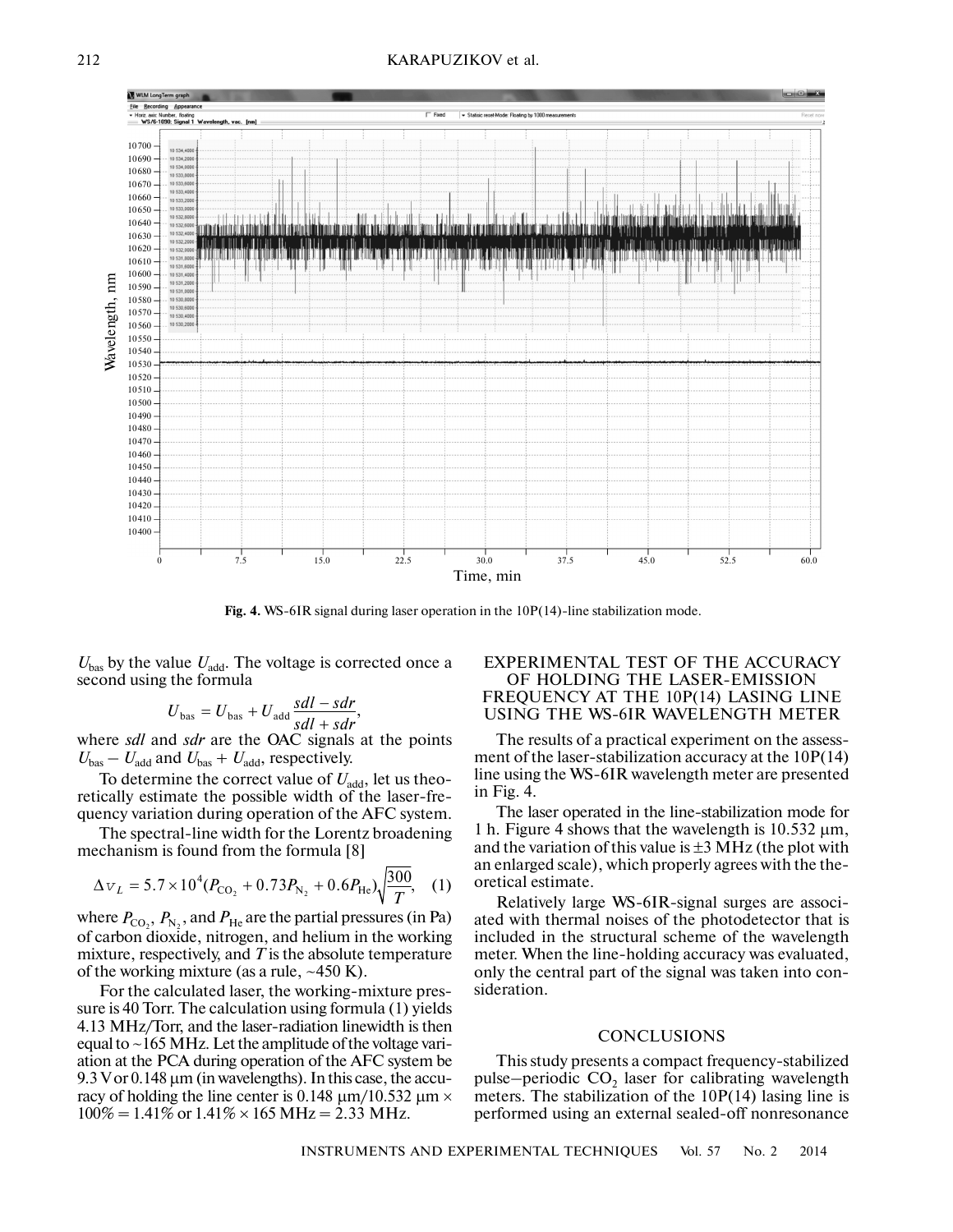**Fig. 4.** WS-6IR signal during laser operation in the 10P(14)-line stabilization mode.

$U_{bas}$ by the value $U_{add}$. The voltage is corrected once a second using the formula

$$U_{bas} = U_{bas} + U_{add}\frac{sdl - sdr}{sdl + sdr},$$

where *sdl* and *sdr* are the OAC signals at the points $U_{bas} - U_{add}$ and $U_{bas} + U_{add}$, respectively.

To determine the correct value of $U_{add}$, let us theoretically estimate the possible width of the laser-frequency variation during operation of the AFC system.

The spectral-line width for the Lorentz broadening mechanism is found from the formula [8]

$$\Delta\nu_L = 5.7\times10^4(P_{CO_2} + 0.73P_{N_2} + 0.6P_{He})\sqrt{\frac{300}{T}}, \quad (1)$$

where $P_{CO_2}$, $P_{N_2}$, and $P_{He}$ are the partial pressures (in Pa) of carbon dioxide, nitrogen, and helium in the working mixture, respectively, and $T$ is the absolute temperature of the working mixture (as a rule, ~450 K).

For the calculated laser, the working-mixture pressure is 40 Torr. The calculation using formula (1) yields 4.13 MHz/Torr, and the laser-radiation linewidth is then equal to ~165 MHz. Let the amplitude of the voltage variation at the PCA during operation of the AFC system be 9.3 V or 0.148 μm (in wavelengths). In this case, the accuracy of holding the line center is 0.148 μm/10.532 μm × 100% = 1.41% or 1.41% × 165 MHz = 2.33 MHz.

## EXPERIMENTAL TEST OF THE ACCURACY OF HOLDING THE LASER-EMISSION FREQUENCY AT THE 10P(14) LASING LINE USING THE WS-6IR WAVELENGTH METER

The results of a practical experiment on the assessment of the laser-stabilization accuracy at the 10P(14) line using the WS-6IR wavelength meter are presented in Fig. 4.

The laser operated in the line-stabilization mode for 1 h. Figure 4 shows that the wavelength is 10.532 μm, and the variation of this value is ±3 MHz (the plot with an enlarged scale), which properly agrees with the theoretical estimate.

Relatively large WS-6IR-signal surges are associated with thermal noises of the photodetector that is included in the structural scheme of the wavelength meter. When the line-holding accuracy was evaluated, only the central part of the signal was taken into consideration.

## CONCLUSIONS

This study presents a compact frequency-stabilized pulse–periodic $CO_2$ laser for calibrating wavelength meters. The stabilization of the 10P(14) lasing line is performed using an external sealed-off nonresonance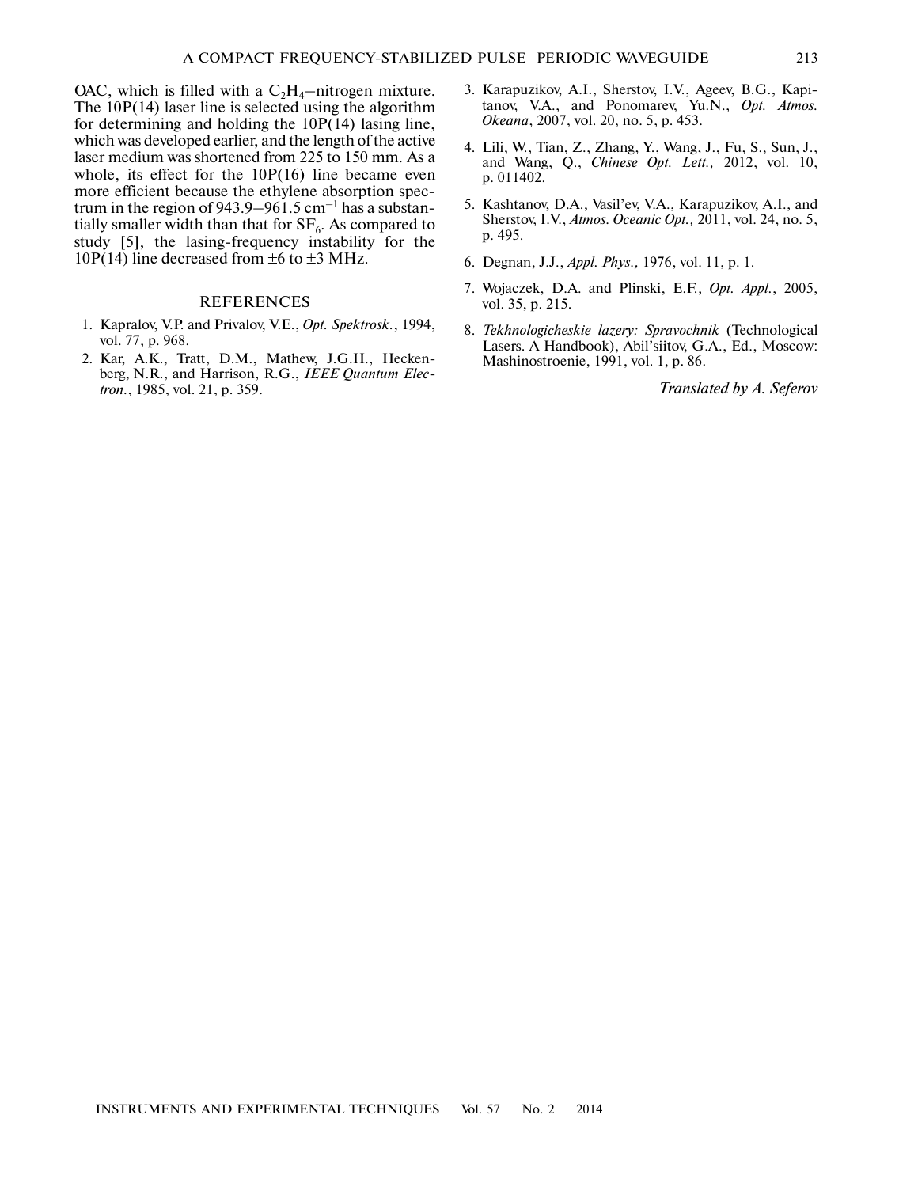OAC, which is filled with a $C_2H_4$–nitrogen mixture. The 10P(14) laser line is selected using the algorithm for determining and holding the 10P(14) lasing line, which was developed earlier, and the length of the active laser medium was shortened from 225 to 150 mm. As a whole, its effect for the 10P(16) line became even more efficient because the ethylene absorption spectrum in the region of 943.9–961.5 $cm^{-1}$ has a substantially smaller width than that for $SF_6$. As compared to study [5], the lasing-frequency instability for the 10P(14) line decreased from ±6 to ±3 MHz.

## REFERENCES

1. Kapralov, V.P. and Privalov, V.E., *Opt. Spektrosk.*, 1994, vol. 77, p. 968.
2. Kar, A.K., Tratt, D.M., Mathew, J.G.H., Heckenberg, N.R., and Harrison, R.G., *IEEE Quantum Electron.*, 1985, vol. 21, p. 359.
3. Karapuzikov, A.I., Sherstov, I.V., Ageev, B.G., Kapitanov, V.A., and Ponomarev, Yu.N., *Opt. Atmos. Okeana*, 2007, vol. 20, no. 5, p. 453.
4. Lili, W., Tian, Z., Zhang, Y., Wang, J., Fu, S., Sun, J., and Wang, Q., *Chinese Opt. Lett.,* 2012, vol. 10, p. 011402.
5. Kashtanov, D.A., Vasil'ev, V.A., Karapuzikov, A.I., and Sherstov, I.V., *Atmos. Oceanic Opt.,* 2011, vol. 24, no. 5, p. 495.
6. Degnan, J.J., *Appl. Phys.,* 1976, vol. 11, p. 1.
7. Wojaczek, D.A. and Plinski, E.F., *Opt. Appl.*, 2005, vol. 35, p. 215.
8. *Tekhnologicheskie lazery: Spravochnik* (Technological Lasers. A Handbook), Abil'siitov, G.A., Ed., Moscow: Mashinostroenie, 1991, vol. 1, p. 86.

*Translated by A. Seferov*